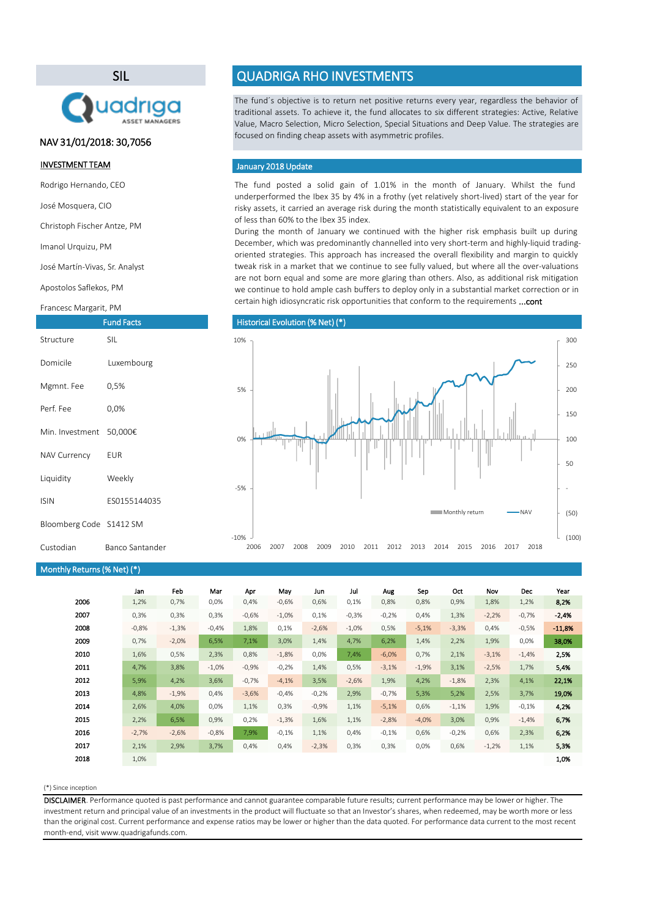# SIL

Quadriga ASSET MANAGERS

NAV 31/01/2018: 30,7056

## INVESTMENT TEAM

Rodrigo Hernando, CEO

José Mosquera, CIO

Christoph Fischer Antze, PM

Imanol Urquizu, PM

José Martín-Vivas, Sr. Analyst

Apostolos Saflekos, PM

Francesc Margarit, PM

## Fund Facts

| | |
|---|---|
| Structure | SIL |
| Domicile | Luxembourg |
| Mgmnt. Fee | 0,5% |
| Perf. Fee | 0,0% |
| Min. Investment | 50,000€ |
| NAV Currency | EUR |
| Liquidity | Weekly |
| ISIN | ES0155144035 |
| Bloomberg Code | S1412 SM |
| Custodian | Banco Santander |

# QUADRIGA RHO INVESTMENTS

The fund´s objective is to return net positive returns every year, regardless the behavior of traditional assets. To achieve it, the fund allocates to six different strategies: Active, Relative Value, Macro Selection, Micro Selection, Special Situations and Deep Value. The strategies are focused on finding cheap assets with asymmetric profiles.

## January 2018 Update

The fund posted a solid gain of 1.01% in the month of January. Whilst the fund underperformed the Ibex 35 by 4% in a frothy (yet relatively short-lived) start of the year for risky assets, it carried an average risk during the month statistically equivalent to an exposure of less than 60% to the Ibex 35 index.

During the month of January we continued with the higher risk emphasis built up during December, which was predominantly channelled into very short-term and highly-liquid trading-oriented strategies. This approach has increased the overall flexibility and margin to quickly tweak risk in a market that we continue to see fully valued, but where all the over-valuations are not born equal and some are more glaring than others. Also, as additional risk mitigation we continue to hold ample cash buffers to deploy only in a substantial market correction or in certain high idiosyncratic risk opportunities that conform to the requirements **...cont**

## Historical Evolution (% Net) (*)

## Monthly Returns (% Net) (*)

| | Jan | Feb | Mar | Apr | May | Jun | Jul | Aug | Sep | Oct | Nov | Dec | Year |
|---|---|---|---|---|---|---|---|---|---|---|---|---|---|
| **2006** | 1,2% | 0,7% | 0,0% | 0,4% | -0,6% | 0,6% | 0,1% | 0,8% | 0,8% | 0,9% | 1,8% | 1,2% | **8,2%** |
| **2007** | 0,3% | 0,3% | 0,3% | -0,6% | -1,0% | 0,1% | -0,3% | -0,2% | 0,4% | 1,3% | -2,2% | -0,7% | **-2,4%** |
| **2008** | -0,8% | -1,3% | -0,4% | 1,8% | 0,1% | -2,6% | -1,0% | 0,5% | -5,1% | -3,3% | 0,4% | -0,5% | **-11,8%** |
| **2009** | 0,7% | -2,0% | 6,5% | 7,1% | 3,0% | 1,4% | 4,7% | 6,2% | 1,4% | 2,2% | 1,9% | 0,0% | **38,0%** |
| **2010** | 1,6% | 0,5% | 2,3% | 0,8% | -1,8% | 0,0% | 7,4% | -6,0% | 0,7% | 2,1% | -3,1% | -1,4% | **2,5%** |
| **2011** | 4,7% | 3,8% | -1,0% | -0,9% | -0,2% | 1,4% | 0,5% | -3,1% | -1,9% | 3,1% | -2,5% | 1,7% | **5,4%** |
| **2012** | 5,9% | 4,2% | 3,6% | -0,7% | -4,1% | 3,5% | -2,6% | 1,9% | 4,2% | -1,8% | 2,3% | 4,1% | **22,1%** |
| **2013** | 4,8% | -1,9% | 0,4% | -3,6% | -0,4% | -0,2% | 2,9% | -0,7% | 5,3% | 5,2% | 2,5% | 3,7% | **19,0%** |
| **2014** | 2,6% | 4,0% | 0,0% | 1,1% | 0,3% | -0,9% | 1,1% | -5,1% | 0,6% | -1,1% | 1,9% | -0,1% | **4,2%** |
| **2015** | 2,2% | 6,5% | 0,9% | 0,2% | -1,3% | 1,6% | 1,1% | -2,8% | -4,0% | 3,0% | 0,9% | -1,4% | **6,7%** |
| **2016** | -2,7% | -2,6% | -0,8% | 7,9% | -0,1% | 1,1% | 0,4% | -0,1% | 0,6% | -0,2% | 0,6% | 2,3% | **6,2%** |
| **2017** | 2,1% | 2,9% | 3,7% | 0,4% | 0,4% | -2,3% | 0,3% | 0,3% | 0,0% | 0,6% | -1,2% | 1,1% | **5,3%** |
| **2018** | 1,0% | | | | | | | | | | | | **1,0%** |

(*) Since inception

**DISCLAIMER**. Performance quoted is past performance and cannot guarantee comparable future results; current performance may be lower or higher. The investment return and principal value of an investments in the product will fluctuate so that an Investor's shares, when redeemed, may be worth more or less than the original cost. Current performance and expense ratios may be lower or higher than the data quoted. For performance data current to the most recent month-end, visit www.quadrigafunds.com.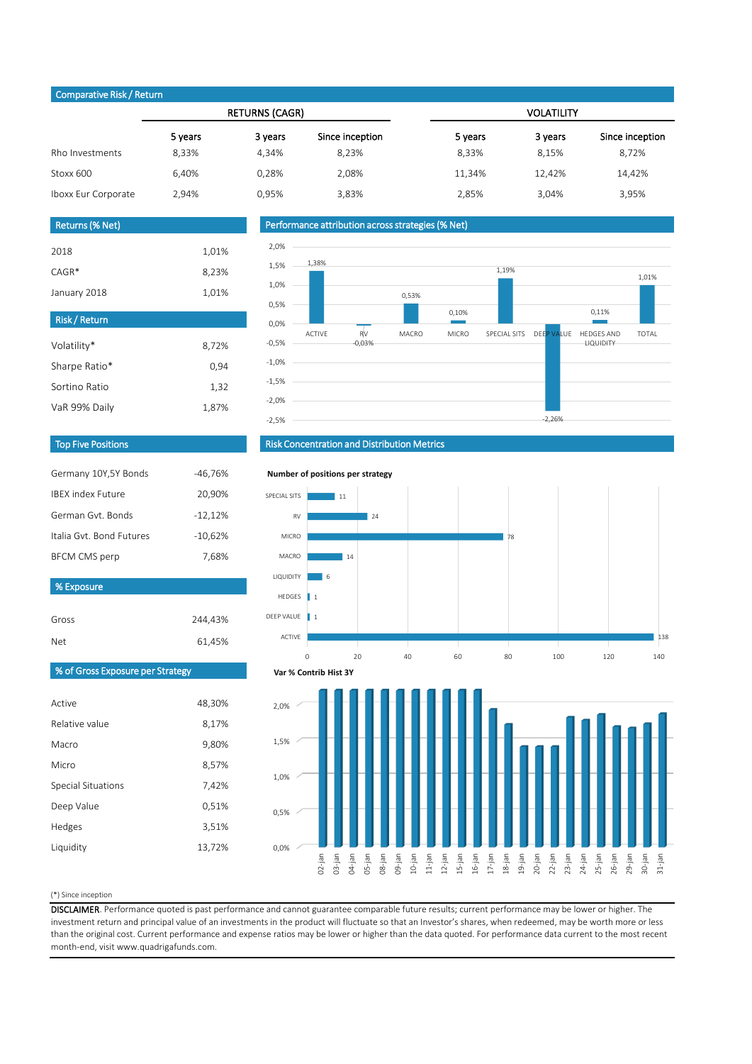## Comparative Risk / Return

| | RETURNS (CAGR) | | | VOLATILITY | | |
|---|---|---|---|---|---|---|
| | 5 years | 3 years | Since inception | 5 years | 3 years | Since inception |
| Rho Investments | 8,33% | 4,34% | 8,23% | 8,33% | 8,15% | 8,72% |
| Stoxx 600 | 6,40% | 0,28% | 2,08% | 11,34% | 12,42% | 14,42% |
| Iboxx Eur Corporate | 2,94% | 0,95% | 3,83% | 2,85% | 3,04% | 3,95% |

## Returns (% Net)

| | |
|---|---|
| 2018 | 1,01% |
| CAGR* | 8,23% |
| January 2018 | 1,01% |

## Risk / Return

| | |
|---|---|
| Volatility* | 8,72% |
| Sharpe Ratio* | 0,94 |
| Sortino Ratio | 1,32 |
| VaR 99% Daily | 1,87% |

## Performance attribution across strategies (% Net)

| Strategy | % Net |
|---|---|
| ACTIVE | 1,38% |
| RV | -0,03% |
| MACRO | 0,53% |
| MICRO | 0,10% |
| SPECIAL SITS | 1,19% |
| DEEP VALUE | -2,26% |
| HEDGES AND LIQUIDITY | 0,11% |
| TOTAL | 1,01% |

## Top Five Positions

| | |
|---|---|
| Germany 10Y,5Y Bonds | -46,76% |
| IBEX index Future | 20,90% |
| German Gvt. Bonds | -12,12% |
| Italia Gvt. Bond Futures | -10,62% |
| BFCM CMS perp | 7,68% |

## % Exposure

| | |
|---|---|
| Gross | 244,43% |
| Net | 61,45% |

## % of Gross Exposure per Strategy

| | |
|---|---|
| Active | 48,30% |
| Relative value | 8,17% |
| Macro | 9,80% |
| Micro | 8,57% |
| Special Situations | 7,42% |
| Deep Value | 0,51% |
| Hedges | 3,51% |
| Liquidity | 13,72% |

## Risk Concentration and Distribution Metrics

**Number of positions per strategy**

| Strategy | Number of positions |
|---|---|
| SPECIAL SITS | 11 |
| RV | 24 |
| MICRO | 78 |
| MACRO | 14 |
| LIQUIDITY | 6 |
| HEDGES | 1 |
| DEEP VALUE | 1 |
| ACTIVE | 138 |

**Var % Contrib Hist 3Y**

(*) Since inception

**DISCLAIMER**. Performance quoted is past performance and cannot guarantee comparable future results; current performance may be lower or higher. The investment return and principal value of an investments in the product will fluctuate so that an Investor's shares, when redeemed, may be worth more or less than the original cost. Current performance and expense ratios may be lower or higher than the data quoted. For performance data current to the most recent month-end, visit www.quadrigafunds.com.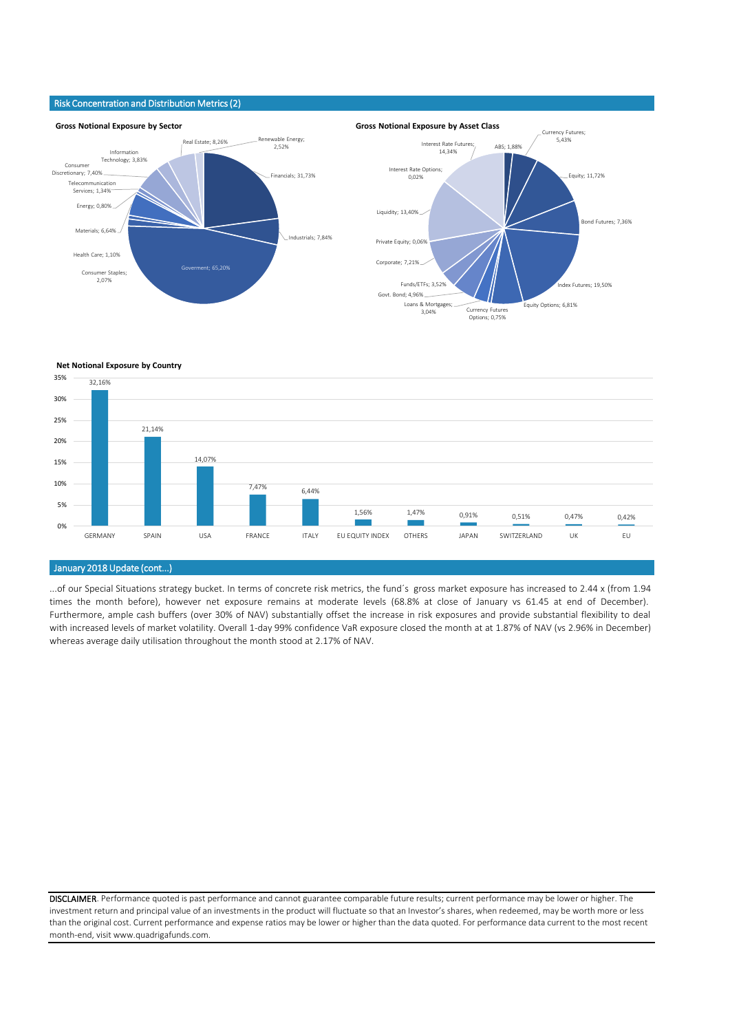## Risk Concentration and Distribution Metrics (2)

### Gross Notional Exposure by Sector

Real Estate; 8,26%
Renewable Energy; 2,52%
Information Technology; 3,83%
Consumer Discretionary; 7,40%
Telecommunication Services; 1,34%
Energy; 0,80%
Materials; 6,64%
Health Care; 1,10%
Consumer Staples; 2,07%
Financials; 31,73%
Industrials; 7,84%
Goverment; 65,20%

### Gross Notional Exposure by Asset Class

Currency Futures; 5,43%
Interest Rate Futures; 14,34%
ABS; 1,88%
Interest Rate Options; 0,02%
Equity; 11,72%
Liquidity; 13,40%
Bond Futures; 7,36%
Private Equity; 0,06%
Corporate; 7,21%
Funds/ETFs; 3,52%
Index Futures; 19,50%
Govt. Bond; 4,96%
Loans & Mortgages; 3,04%
Currency Futures Options; 0,75%
Equity Options; 6,81%

### Net Notional Exposure by Country

35%
30%
25%
20%
15%
10%
5%
0%

GERMANY 32,16%
SPAIN 21,14%
USA 14,07%
FRANCE 7,47%
ITALY 6,44%
EU EQUITY INDEX 1,56%
OTHERS 1,47%
JAPAN 0,91%
SWITZERLAND 0,51%
UK 0,47%
EU 0,42%

## January 2018 Update (cont...)

...of our Special Situations strategy bucket. In terms of concrete risk metrics, the fund´s gross market exposure has increased to 2.44 x (from 1.94 times the month before), however net exposure remains at moderate levels (68.8% at close of January vs 61.45 at end of December). Furthermore, ample cash buffers (over 30% of NAV) substantially offset the increase in risk exposures and provide substantial flexibility to deal with increased levels of market volatility. Overall 1-day 99% confidence VaR exposure closed the month at at 1.87% of NAV (vs 2.96% in December) whereas average daily utilisation throughout the month stood at 2.17% of NAV.

**DISCLAIMER**. Performance quoted is past performance and cannot guarantee comparable future results; current performance may be lower or higher. The investment return and principal value of an investments in the product will fluctuate so that an Investor's shares, when redeemed, may be worth more or less than the original cost. Current performance and expense ratios may be lower or higher than the data quoted. For performance data current to the most recent month-end, visit www.quadrigafunds.com.